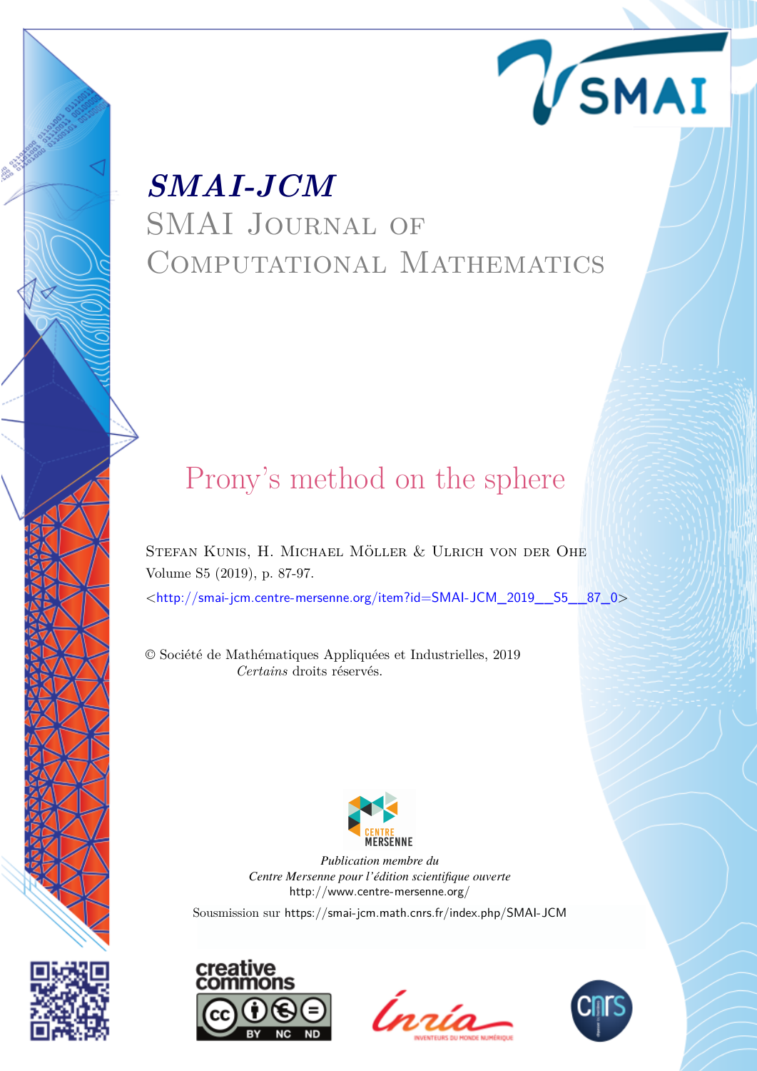# *SMAI-JCM*

## SMAI Journal of Computational Mathematics

# Prony's method on the sphere

Stefan Kunis, H. Michael Möller & Ulrich von der Ohe

Volume S5 (2019), p. 87-97.

<http://smai-jcm.centre-mersenne.org/item?id=SMAI-JCM_2019__S5__87_0>

© Société de Mathématiques Appliquées et Industrielles, 2019

*Certains* droits réservés.

*Publication membre du*
*Centre Mersenne pour l'édition scientifique ouverte*
http://www.centre-mersenne.org/

Sousmission sur https://smai-jcm.math.cnrs.fr/index.php/SMAI-JCM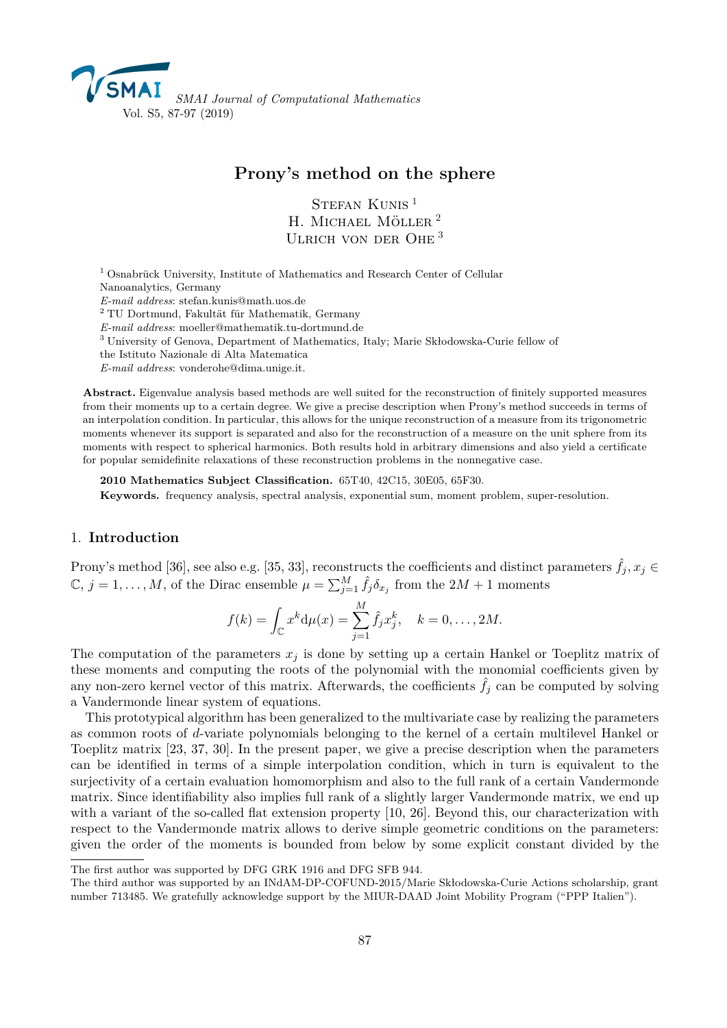# Prony's method on the sphere

Stefan Kunis [1]
H. Michael Möller [2]
Ulrich von der Ohe [3]

[1] Osnabrück University, Institute of Mathematics and Research Center of Cellular Nanoanalytics, Germany
*E-mail address*: stefan.kunis@math.uos.de
[2] TU Dortmund, Fakultät für Mathematik, Germany
*E-mail address*: moeller@mathematik.tu-dortmund.de
[3] University of Genova, Department of Mathematics, Italy; Marie Skłodowska-Curie fellow of the Istituto Nazionale di Alta Matematica
*E-mail address*: vonderohe@dima.unige.it.

**Abstract.** Eigenvalue analysis based methods are well suited for the reconstruction of finitely supported measures from their moments up to a certain degree. We give a precise description when Prony's method succeeds in terms of an interpolation condition. In particular, this allows for the unique reconstruction of a measure from its trigonometric moments whenever its support is separated and also for the reconstruction of a measure on the unit sphere from its moments with respect to spherical harmonics. Both results hold in arbitrary dimensions and also yield a certificate for popular semidefinite relaxations of these reconstruction problems in the nonnegative case.

**2010 Mathematics Subject Classification.** 65T40, 42C15, 30E05, 65F30.

**Keywords.** frequency analysis, spectral analysis, exponential sum, moment problem, super-resolution.

## 1. Introduction

Prony's method [36], see also e.g. [35, 33], reconstructs the coefficients and distinct parameters $\hat{f}_j, x_j \in \mathbb{C}$, $j = 1, \ldots, M$, of the Dirac ensemble $\mu = \sum_{j=1}^{M} \hat{f}_j \delta_{x_j}$ from the $2M + 1$ moments

$$f(k) = \int_{\mathbb{C}} x^k \mathrm{d}\mu(x) = \sum_{j=1}^{M} \hat{f}_j x_j^k, \quad k = 0, \ldots, 2M.$$

The computation of the parameters $x_j$ is done by setting up a certain Hankel or Toeplitz matrix of these moments and computing the roots of the polynomial with the monomial coefficients given by any non-zero kernel vector of this matrix. Afterwards, the coefficients $\hat{f}_j$ can be computed by solving a Vandermonde linear system of equations.

This prototypical algorithm has been generalized to the multivariate case by realizing the parameters as common roots of $d$-variate polynomials belonging to the kernel of a certain multilevel Hankel or Toeplitz matrix [23, 37, 30]. In the present paper, we give a precise description when the parameters can be identified in terms of a simple interpolation condition, which in turn is equivalent to the surjectivity of a certain evaluation homomorphism and also to the full rank of a certain Vandermonde matrix. Since identifiability also implies full rank of a slightly larger Vandermonde matrix, we end up with a variant of the so-called flat extension property [10, 26]. Beyond this, our characterization with respect to the Vandermonde matrix allows to derive simple geometric conditions on the parameters: given the order of the moments is bounded from below by some explicit constant divided by the

The first author was supported by DFG GRK 1916 and DFG SFB 944.
The third author was supported by an INdAM-DP-COFUND-2015/Marie Skłodowska-Curie Actions scholarship, grant number 713485. We gratefully acknowledge support by the MIUR-DAAD Joint Mobility Program ("PPP Italien").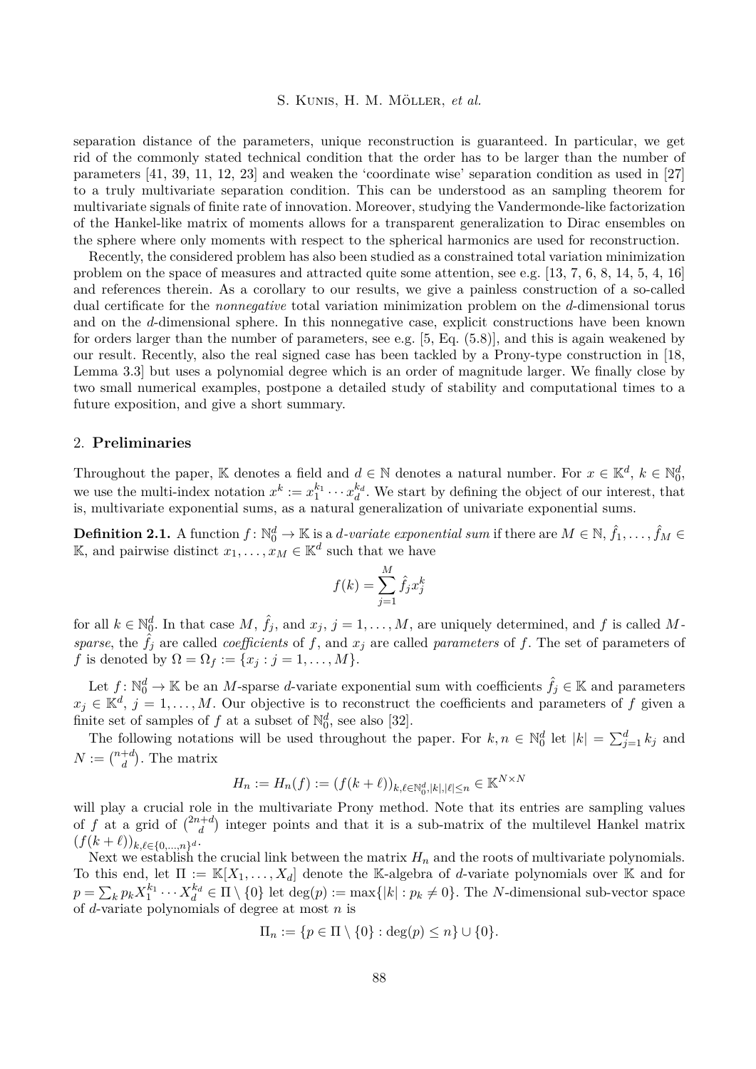separation distance of the parameters, unique reconstruction is guaranteed. In particular, we get rid of the commonly stated technical condition that the order has to be larger than the number of parameters [41, 39, 11, 12, 23] and weaken the 'coordinate wise' separation condition as used in [27] to a truly multivariate separation condition. This can be understood as an sampling theorem for multivariate signals of finite rate of innovation. Moreover, studying the Vandermonde-like factorization of the Hankel-like matrix of moments allows for a transparent generalization to Dirac ensembles on the sphere where only moments with respect to the spherical harmonics are used for reconstruction.

Recently, the considered problem has also been studied as a constrained total variation minimization problem on the space of measures and attracted quite some attention, see e.g. [13, 7, 6, 8, 14, 5, 4, 16] and references therein. As a corollary to our results, we give a painless construction of a so-called dual certificate for the *nonnegative* total variation minimization problem on the $d$-dimensional torus and on the $d$-dimensional sphere. In this nonnegative case, explicit constructions have been known for orders larger than the number of parameters, see e.g. [5, Eq. (5.8)], and this is again weakened by our result. Recently, also the real signed case has been tackled by a Prony-type construction in [18, Lemma 3.3] but uses a polynomial degree which is an order of magnitude larger. We finally close by two small numerical examples, postpone a detailed study of stability and computational times to a future exposition, and give a short summary.

## 2. Preliminaries

Throughout the paper, $\mathbb{K}$ denotes a field and $d \in \mathbb{N}$ denotes a natural number. For $x \in \mathbb{K}^d$, $k \in \mathbb{N}_0^d$, we use the multi-index notation $x^k := x_1^{k_1} \cdots x_d^{k_d}$. We start by defining the object of our interest, that is, multivariate exponential sums, as a natural generalization of univariate exponential sums.

**Definition 2.1.** A function $f \colon \mathbb{N}_0^d \to \mathbb{K}$ is a *$d$-variate exponential sum* if there are $M \in \mathbb{N}$, $\hat{f}_1, \ldots, \hat{f}_M \in \mathbb{K}$, and pairwise distinct $x_1, \ldots, x_M \in \mathbb{K}^d$ such that we have

$$f(k) = \sum_{j=1}^{M} \hat{f}_j x_j^k$$

for all $k \in \mathbb{N}_0^d$. In that case $M$, $\hat{f}_j$, and $x_j$, $j = 1, \ldots, M$, are uniquely determined, and $f$ is called *$M$-sparse*, the $\hat{f}_j$ are called *coefficients* of $f$, and $x_j$ are called *parameters* of $f$. The set of parameters of $f$ is denoted by $\Omega = \Omega_f := \{x_j : j = 1, \ldots, M\}$.

Let $f \colon \mathbb{N}_0^d \to \mathbb{K}$ be an $M$-sparse $d$-variate exponential sum with coefficients $\hat{f}_j \in \mathbb{K}$ and parameters $x_j \in \mathbb{K}^d$, $j = 1, \ldots, M$. Our objective is to reconstruct the coefficients and parameters of $f$ given a finite set of samples of $f$ at a subset of $\mathbb{N}_0^d$, see also [32].

The following notations will be used throughout the paper. For $k, n \in \mathbb{N}_0^d$ let $|k| = \sum_{j=1}^d k_j$ and $N := \binom{n+d}{d}$. The matrix

$$H_n := H_n(f) := (f(k+\ell))_{k,\ell \in \mathbb{N}_0^d, |k|,|\ell| \le n} \in \mathbb{K}^{N \times N}$$

will play a crucial role in the multivariate Prony method. Note that its entries are sampling values of $f$ at a grid of $\binom{2n+d}{d}$ integer points and that it is a sub-matrix of the multilevel Hankel matrix $(f(k+\ell))_{k,\ell \in \{0,\ldots,n\}^d}$.

Next we establish the crucial link between the matrix $H_n$ and the roots of multivariate polynomials. To this end, let $\Pi := \mathbb{K}[X_1, \ldots, X_d]$ denote the $\mathbb{K}$-algebra of $d$-variate polynomials over $\mathbb{K}$ and for $p = \sum_k p_k X_1^{k_1} \cdots X_d^{k_d} \in \Pi \setminus \{0\}$ let $\deg(p) := \max\{|k| : p_k \neq 0\}$. The $N$-dimensional sub-vector space of $d$-variate polynomials of degree at most $n$ is

$$\Pi_n := \{p \in \Pi \setminus \{0\} : \deg(p) \le n\} \cup \{0\}.$$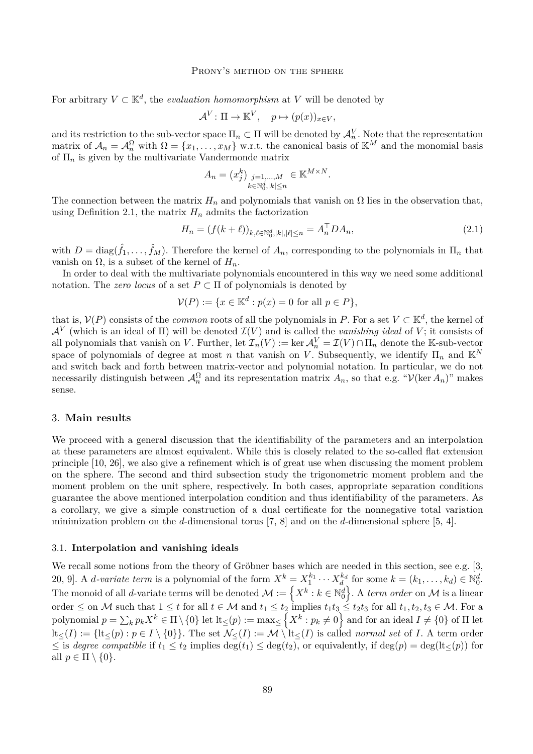For arbitrary $V \subset \mathbb{K}^d$, the *evaluation homomorphism* at $V$ will be denoted by

$$\mathcal{A}^V : \Pi \to \mathbb{K}^V, \quad p \mapsto (p(x))_{x \in V},$$

and its restriction to the sub-vector space $\Pi_n \subset \Pi$ will be denoted by $\mathcal{A}_n^V$. Note that the representation matrix of $\mathcal{A}_n = \mathcal{A}_n^\Omega$ with $\Omega = \{x_1, \ldots, x_M\}$ w.r.t. the canonical basis of $\mathbb{K}^M$ and the monomial basis of $\Pi_n$ is given by the multivariate Vandermonde matrix

$$A_n = (x_j^k)_{\substack{j=1,\ldots,M \\ k \in \mathbb{N}_0^d, |k| \leq n}} \in \mathbb{K}^{M \times N}.$$

The connection between the matrix $H_n$ and polynomials that vanish on $\Omega$ lies in the observation that, using Definition 2.1, the matrix $H_n$ admits the factorization

$$H_n = (f(k + \ell))_{k, \ell \in \mathbb{N}_0^d, |k|, |\ell| \leq n} = A_n^\top D A_n, \tag{2.1}$$

with $D = \operatorname{diag}(\hat{f}_1, \ldots, \hat{f}_M)$. Therefore the kernel of $A_n$, corresponding to the polynomials in $\Pi_n$ that vanish on $\Omega$, is a subset of the kernel of $H_n$.

In order to deal with the multivariate polynomials encountered in this way we need some additional notation. The *zero locus* of a set $P \subset \Pi$ of polynomials is denoted by

$$\mathcal{V}(P) := \{x \in \mathbb{K}^d : p(x) = 0 \text{ for all } p \in P\},$$

that is, $\mathcal{V}(P)$ consists of the *common* roots of all the polynomials in $P$. For a set $V \subset \mathbb{K}^d$, the kernel of $\mathcal{A}^V$ (which is an ideal of $\Pi$) will be denoted $\mathcal{I}(V)$ and is called the *vanishing ideal* of $V$; it consists of all polynomials that vanish on $V$. Further, let $\mathcal{I}_n(V) := \ker \mathcal{A}_n^V = \mathcal{I}(V) \cap \Pi_n$ denote the $\mathbb{K}$-sub-vector space of polynomials of degree at most $n$ that vanish on $V$. Subsequently, we identify $\Pi_n$ and $\mathbb{K}^N$ and switch back and forth between matrix-vector and polynomial notation. In particular, we do not necessarily distinguish between $\mathcal{A}_n^\Omega$ and its representation matrix $A_n$, so that e.g. "$\mathcal{V}(\ker A_n)$" makes sense.

## 3. **Main results**

We proceed with a general discussion that the identifiability of the parameters and an interpolation at these parameters are almost equivalent. While this is closely related to the so-called flat extension principle [10, 26], we also give a refinement which is of great use when discussing the moment problem on the sphere. The second and third subsection study the trigonometric moment problem and the moment problem on the unit sphere, respectively. In both cases, appropriate separation conditions guarantee the above mentioned interpolation condition and thus identifiability of the parameters. As a corollary, we give a simple construction of a dual certificate for the nonnegative total variation minimization problem on the $d$-dimensional torus [7, 8] and on the $d$-dimensional sphere [5, 4].

### 3.1. **Interpolation and vanishing ideals**

We recall some notions from the theory of Gröbner bases which are needed in this section, see e.g. [3, 20, 9]. A *d-variate term* is a polynomial of the form $X^k = X_1^{k_1} \cdots X_d^{k_d}$ for some $k = (k_1, \ldots, k_d) \in \mathbb{N}_0^d$. The monoid of all $d$-variate terms will be denoted $\mathcal{M} := \left\{X^k : k \in \mathbb{N}_0^d\right\}$. A *term order* on $\mathcal{M}$ is a linear order $\leq$ on $\mathcal{M}$ such that $1 \leq t$ for all $t \in \mathcal{M}$ and $t_1 \leq t_2$ implies $t_1 t_3 \leq t_2 t_3$ for all $t_1, t_2, t_3 \in \mathcal{M}$. For a polynomial $p = \sum_k p_k X^k \in \Pi \setminus \{0\}$ let $\operatorname{lt}_\leq(p) := \max_\leq \left\{X^k : p_k \neq 0\right\}$ and for an ideal $I \neq \{0\}$ of $\Pi$ let $\operatorname{lt}_\leq(I) := \{\operatorname{lt}_\leq(p) : p \in I \setminus \{0\}\}$. The set $\mathcal{N}_\leq(I) := \mathcal{M} \setminus \operatorname{lt}_\leq(I)$ is called *normal set* of $I$. A term order $\leq$ is *degree compatible* if $t_1 \leq t_2$ implies $\deg(t_1) \leq \deg(t_2)$, or equivalently, if $\deg(p) = \deg(\operatorname{lt}_\leq(p))$ for all $p \in \Pi \setminus \{0\}$.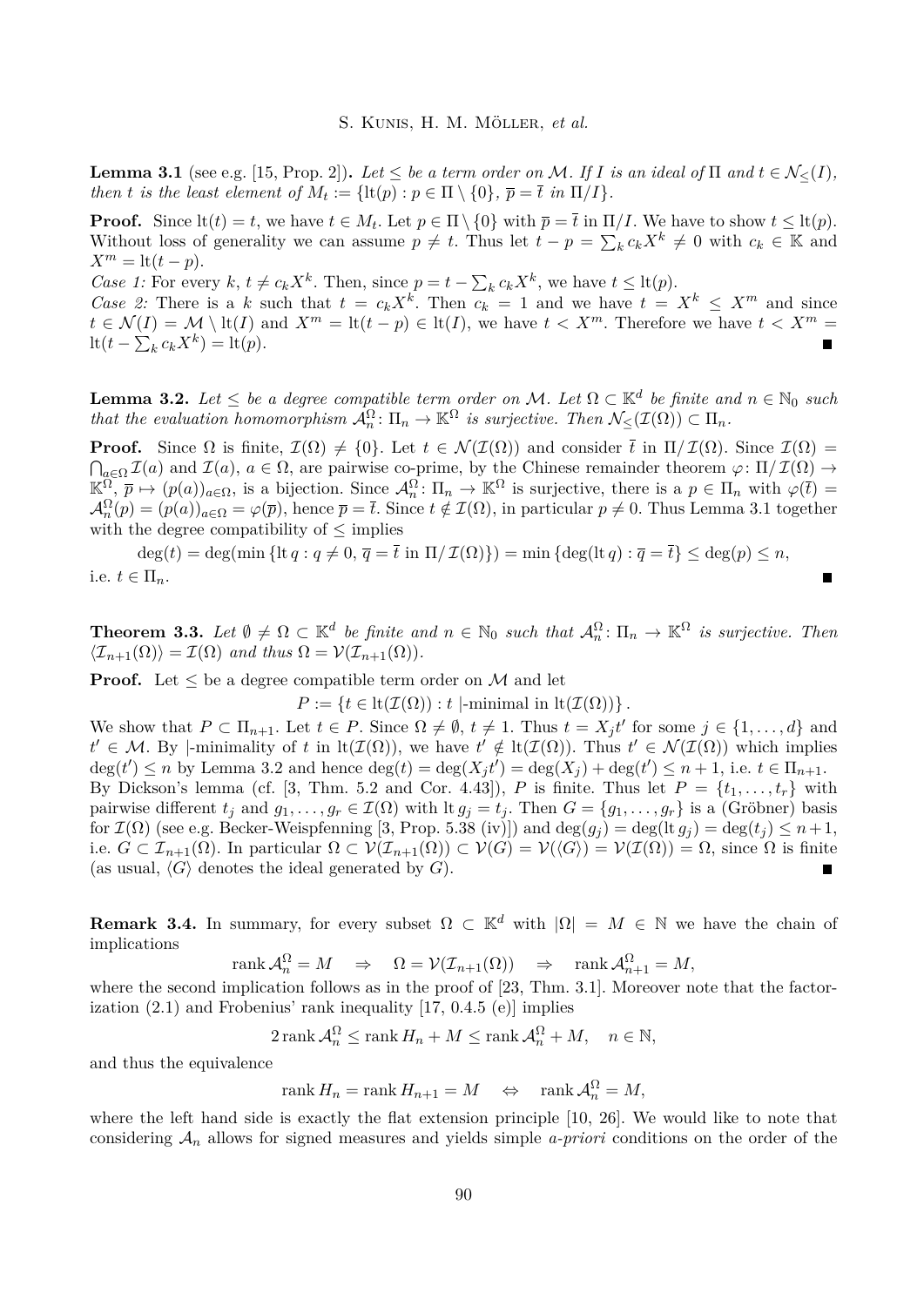**Lemma 3.1** (see e.g. [15, Prop. 2])**.** *Let $\leq$ be a term order on $\mathcal{M}$. If $I$ is an ideal of $\Pi$ and $t \in \mathcal{N}_{\leq}(I)$, then $t$ is the least element of $M_t := \{\mathrm{lt}(p) : p \in \Pi \setminus \{0\},\ \overline{p} = \overline{t} \text{ in } \Pi/I\}$.*

**Proof.** Since $\mathrm{lt}(t) = t$, we have $t \in M_t$. Let $p \in \Pi \setminus \{0\}$ with $\overline{p} = \overline{t}$ in $\Pi/I$. We have to show $t \leq \mathrm{lt}(p)$. Without loss of generality we can assume $p \neq t$. Thus let $t - p = \sum_k c_k X^k \neq 0$ with $c_k \in \mathbb{K}$ and $X^m = \mathrm{lt}(t-p)$.

*Case 1:* For every $k$, $t \neq c_k X^k$. Then, since $p = t - \sum_k c_k X^k$, we have $t \leq \mathrm{lt}(p)$.

*Case 2:* There is a $k$ such that $t = c_k X^k$. Then $c_k = 1$ and we have $t = X^k \leq X^m$ and since $t \in \mathcal{N}(I) = \mathcal{M} \setminus \mathrm{lt}(I)$ and $X^m = \mathrm{lt}(t-p) \in \mathrm{lt}(I)$, we have $t < X^m$. Therefore we have $t < X^m = \mathrm{lt}(t - \sum_k c_k X^k) = \mathrm{lt}(p)$. ∎

**Lemma 3.2.** *Let $\leq$ be a degree compatible term order on $\mathcal{M}$. Let $\Omega \subset \mathbb{K}^d$ be finite and $n \in \mathbb{N}_0$ such that the evaluation homomorphism $\mathcal{A}_n^\Omega \colon \Pi_n \to \mathbb{K}^\Omega$ is surjective. Then $\mathcal{N}_{\leq}(\mathcal{I}(\Omega)) \subset \Pi_n$.*

**Proof.** Since $\Omega$ is finite, $\mathcal{I}(\Omega) \neq \{0\}$. Let $t \in \mathcal{N}(\mathcal{I}(\Omega))$ and consider $\overline{t}$ in $\Pi/\mathcal{I}(\Omega)$. Since $\mathcal{I}(\Omega) = \bigcap_{a \in \Omega} \mathcal{I}(a)$ and $\mathcal{I}(a)$, $a \in \Omega$, are pairwise co-prime, by the Chinese remainder theorem $\varphi \colon \Pi/\mathcal{I}(\Omega) \to \mathbb{K}^\Omega$, $\overline{p} \mapsto (p(a))_{a \in \Omega}$, is a bijection. Since $\mathcal{A}_n^\Omega \colon \Pi_n \to \mathbb{K}^\Omega$ is surjective, there is a $p \in \Pi_n$ with $\varphi(\overline{t}) = \mathcal{A}_n^\Omega(p) = (p(a))_{a \in \Omega} = \varphi(\overline{p})$, hence $\overline{p} = \overline{t}$. Since $t \notin \mathcal{I}(\Omega)$, in particular $p \neq 0$. Thus Lemma 3.1 together with the degree compatibility of $\leq$ implies

$$\deg(t) = \deg(\min\{\mathrm{lt}\, q : q \neq 0,\ \overline{q} = \overline{t} \text{ in } \Pi/\mathcal{I}(\Omega)\}) = \min\{\deg(\mathrm{lt}\, q) : \overline{q} = \overline{t}\} \leq \deg(p) \leq n,$$

i.e. $t \in \Pi_n$. ∎

**Theorem 3.3.** *Let $\emptyset \neq \Omega \subset \mathbb{K}^d$ be finite and $n \in \mathbb{N}_0$ such that $\mathcal{A}_n^\Omega \colon \Pi_n \to \mathbb{K}^\Omega$ is surjective. Then $\langle \mathcal{I}_{n+1}(\Omega) \rangle = \mathcal{I}(\Omega)$ and thus $\Omega = \mathcal{V}(\mathcal{I}_{n+1}(\Omega))$.*

**Proof.** Let $\leq$ be a degree compatible term order on $\mathcal{M}$ and let

$$P := \{t \in \mathrm{lt}(\mathcal{I}(\Omega)) : t \text{ |-minimal in } \mathrm{lt}(\mathcal{I}(\Omega))\}.$$

We show that $P \subset \Pi_{n+1}$. Let $t \in P$. Since $\Omega \neq \emptyset$, $t \neq 1$. Thus $t = X_j t'$ for some $j \in \{1, \ldots, d\}$ and $t' \in \mathcal{M}$. By |-minimality of $t$ in $\mathrm{lt}(\mathcal{I}(\Omega))$, we have $t' \notin \mathrm{lt}(\mathcal{I}(\Omega))$. Thus $t' \in \mathcal{N}(\mathcal{I}(\Omega))$ which implies $\deg(t') \leq n$ by Lemma 3.2 and hence $\deg(t) = \deg(X_j t') = \deg(X_j) + \deg(t') \leq n+1$, i.e. $t \in \Pi_{n+1}$. By Dickson's lemma (cf. [3, Thm. 5.2 and Cor. 4.43]), $P$ is finite. Thus let $P = \{t_1, \ldots, t_r\}$ with pairwise different $t_j$ and $g_1, \ldots, g_r \in \mathcal{I}(\Omega)$ with $\mathrm{lt}\, g_j = t_j$. Then $G = \{g_1, \ldots, g_r\}$ is a (Gröbner) basis for $\mathcal{I}(\Omega)$ (see e.g. Becker-Weispfenning [3, Prop. 5.38 (iv)]) and $\deg(g_j) = \deg(\mathrm{lt}\, g_j) = \deg(t_j) \leq n+1$, i.e. $G \subset \mathcal{I}_{n+1}(\Omega)$. In particular $\Omega \subset \mathcal{V}(\mathcal{I}_{n+1}(\Omega)) \subset \mathcal{V}(G) = \mathcal{V}(\langle G \rangle) = \mathcal{V}(\mathcal{I}(\Omega)) = \Omega$, since $\Omega$ is finite (as usual, $\langle G \rangle$ denotes the ideal generated by $G$). ∎

**Remark 3.4.** In summary, for every subset $\Omega \subset \mathbb{K}^d$ with $|\Omega| = M \in \mathbb{N}$ we have the chain of implications

$$\operatorname{rank} \mathcal{A}_n^\Omega = M \quad \Rightarrow \quad \Omega = \mathcal{V}(\mathcal{I}_{n+1}(\Omega)) \quad \Rightarrow \quad \operatorname{rank} \mathcal{A}_{n+1}^\Omega = M,$$

where the second implication follows as in the proof of [23, Thm. 3.1]. Moreover note that the factorization (2.1) and Frobenius' rank inequality [17, 0.4.5 (e)] implies

$$2 \operatorname{rank} \mathcal{A}_n^\Omega \leq \operatorname{rank} H_n + M \leq \operatorname{rank} \mathcal{A}_n^\Omega + M, \quad n \in \mathbb{N},$$

and thus the equivalence

$$\operatorname{rank} H_n = \operatorname{rank} H_{n+1} = M \quad \Leftrightarrow \quad \operatorname{rank} \mathcal{A}_n^\Omega = M,$$

where the left hand side is exactly the flat extension principle [10, 26]. We would like to note that considering $\mathcal{A}_n$ allows for signed measures and yields simple *a-priori* conditions on the order of the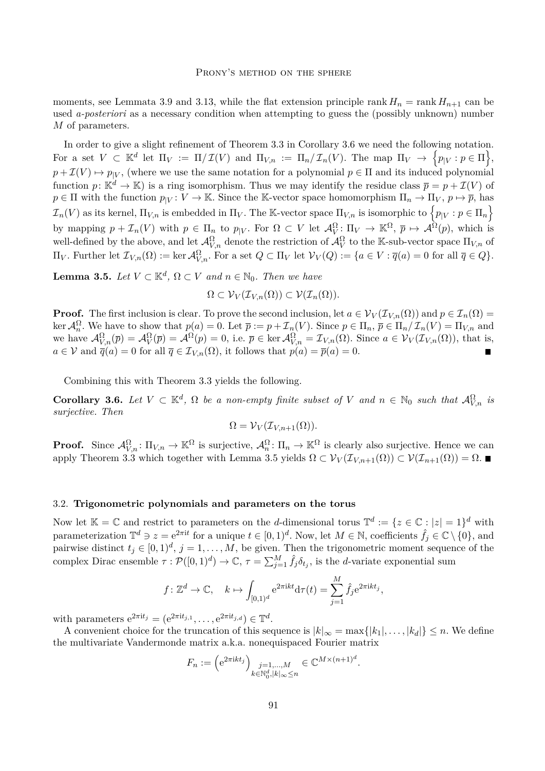moments, see Lemmata 3.9 and 3.13, while the flat extension principle $\operatorname{rank} H_n = \operatorname{rank} H_{n+1}$ can be used *a-posteriori* as a necessary condition when attempting to guess the (possibly unknown) number $M$ of parameters.

In order to give a slight refinement of Theorem 3.3 in Corollary 3.6 we need the following notation. For a set $V \subset \mathbb{K}^d$ let $\Pi_V := \Pi / \mathcal{I}(V)$ and $\Pi_{V,n} := \Pi_n / \mathcal{I}_n(V)$. The map $\Pi_V \to \left\{p_{|V} : p \in \Pi\right\}$, $p + \mathcal{I}(V) \mapsto p_{|V}$, (where we use the same notation for a polynomial $p \in \Pi$ and its induced polynomial function $p \colon \mathbb{K}^d \to \mathbb{K}$) is a ring isomorphism. Thus we may identify the residue class $\overline{p} = p + \mathcal{I}(V)$ of $p \in \Pi$ with the function $p_{|V} \colon V \to \mathbb{K}$. Since the $\mathbb{K}$-vector space homomorphism $\Pi_n \to \Pi_V$, $p \mapsto \overline{p}$, has $\mathcal{I}_n(V)$ as its kernel, $\Pi_{V,n}$ is embedded in $\Pi_V$. The $\mathbb{K}$-vector space $\Pi_{V,n}$ is isomorphic to $\left\{p_{|V} : p \in \Pi_n\right\}$ by mapping $p + \mathcal{I}_n(V)$ with $p \in \Pi_n$ to $p_{|V}$. For $\Omega \subset V$ let $\mathcal{A}_V^\Omega \colon \Pi_V \to \mathbb{K}^\Omega$, $\overline{p} \mapsto \mathcal{A}^\Omega(p)$, which is well-defined by the above, and let $\mathcal{A}_{V,n}^\Omega$ denote the restriction of $\mathcal{A}_V^\Omega$ to the $\mathbb{K}$-sub-vector space $\Pi_{V,n}$ of $\Pi_V$. Further let $\mathcal{I}_{V,n}(\Omega) := \ker \mathcal{A}_{V,n}^\Omega$. For a set $Q \subset \Pi_V$ let $\mathcal{V}_V(Q) := \{a \in V : \overline{q}(a) = 0 \text{ for all } \overline{q} \in Q\}$.

**Lemma 3.5.** *Let $V \subset \mathbb{K}^d$, $\Omega \subset V$ and $n \in \mathbb{N}_0$. Then we have*

$$\Omega \subset \mathcal{V}_V(\mathcal{I}_{V,n}(\Omega)) \subset \mathcal{V}(\mathcal{I}_n(\Omega)).$$

**Proof.** The first inclusion is clear. To prove the second inclusion, let $a \in \mathcal{V}_V(\mathcal{I}_{V,n}(\Omega))$ and $p \in \mathcal{I}_n(\Omega) = \ker \mathcal{A}_n^\Omega$. We have to show that $p(a) = 0$. Let $\overline{p} := p + \mathcal{I}_n(V)$. Since $p \in \Pi_n$, $\overline{p} \in \Pi_n / \mathcal{I}_n(V) = \Pi_{V,n}$ and we have $\mathcal{A}_{V,n}^\Omega(\overline{p}) = \mathcal{A}_V^\Omega(\overline{p}) = \mathcal{A}^\Omega(p) = 0$, i.e. $\overline{p} \in \ker \mathcal{A}_{V,n}^\Omega = \mathcal{I}_{V,n}(\Omega)$. Since $a \in \mathcal{V}_V(\mathcal{I}_{V,n}(\Omega))$, that is, $a \in \mathcal{V}$ and $\overline{q}(a) = 0$ for all $\overline{q} \in \mathcal{I}_{V,n}(\Omega)$, it follows that $p(a) = \overline{p}(a) = 0$. ∎

Combining this with Theorem 3.3 yields the following.

**Corollary 3.6.** *Let $V \subset \mathbb{K}^d$, $\Omega$ be a non-empty finite subset of $V$ and $n \in \mathbb{N}_0$ such that $\mathcal{A}_{V,n}^\Omega$ is surjective. Then*

$$\Omega = \mathcal{V}_V(\mathcal{I}_{V,n+1}(\Omega)).$$

**Proof.** Since $\mathcal{A}_{V,n}^\Omega \colon \Pi_{V,n} \to \mathbb{K}^\Omega$ is surjective, $\mathcal{A}_n^\Omega \colon \Pi_n \to \mathbb{K}^\Omega$ is clearly also surjective. Hence we can apply Theorem 3.3 which together with Lemma 3.5 yields $\Omega \subset \mathcal{V}_V(\mathcal{I}_{V,n+1}(\Omega)) \subset \mathcal{V}(\mathcal{I}_{n+1}(\Omega)) = \Omega$. ∎

### 3.2. Trigonometric polynomials and parameters on the torus

Now let $\mathbb{K} = \mathbb{C}$ and restrict to parameters on the $d$-dimensional torus $\mathbb{T}^d := \{z \in \mathbb{C} : |z| = 1\}^d$ with parameterization $\mathbb{T}^d \ni z = \mathrm{e}^{2\pi\mathrm{i}t}$ for a unique $t \in [0,1)^d$. Now, let $M \in \mathbb{N}$, coefficients $\hat{f}_j \in \mathbb{C} \setminus \{0\}$, and pairwise distinct $t_j \in [0,1)^d$, $j = 1, \ldots, M$, be given. Then the trigonometric moment sequence of the complex Dirac ensemble $\tau : \mathcal{P}([0,1)^d) \to \mathbb{C}$, $\tau = \sum_{j=1}^M \hat{f}_j \delta_{t_j}$, is the $d$-variate exponential sum

$$f \colon \mathbb{Z}^d \to \mathbb{C}, \quad k \mapsto \int_{[0,1)^d} \mathrm{e}^{2\pi\mathrm{i}kt} \mathrm{d}\tau(t) = \sum_{j=1}^M \hat{f}_j \mathrm{e}^{2\pi\mathrm{i}kt_j},$$

with parameters $\mathrm{e}^{2\pi\mathrm{i}t_j} = (\mathrm{e}^{2\pi\mathrm{i}t_{j,1}}, \ldots, \mathrm{e}^{2\pi\mathrm{i}t_{j,d}}) \in \mathbb{T}^d$.

A convenient choice for the truncation of this sequence is $|k|_\infty = \max\{|k_1|, \ldots, |k_d|\} \leq n$. We define the multivariate Vandermonde matrix a.k.a. nonequispaced Fourier matrix

$$F_n := \left(\mathrm{e}^{2\pi\mathrm{i}kt_j}\right)_{\substack{j=1,\ldots,M \\ k \in \mathbb{N}_0^d, |k|_\infty \leq n}} \in \mathbb{C}^{M \times (n+1)^d}.$$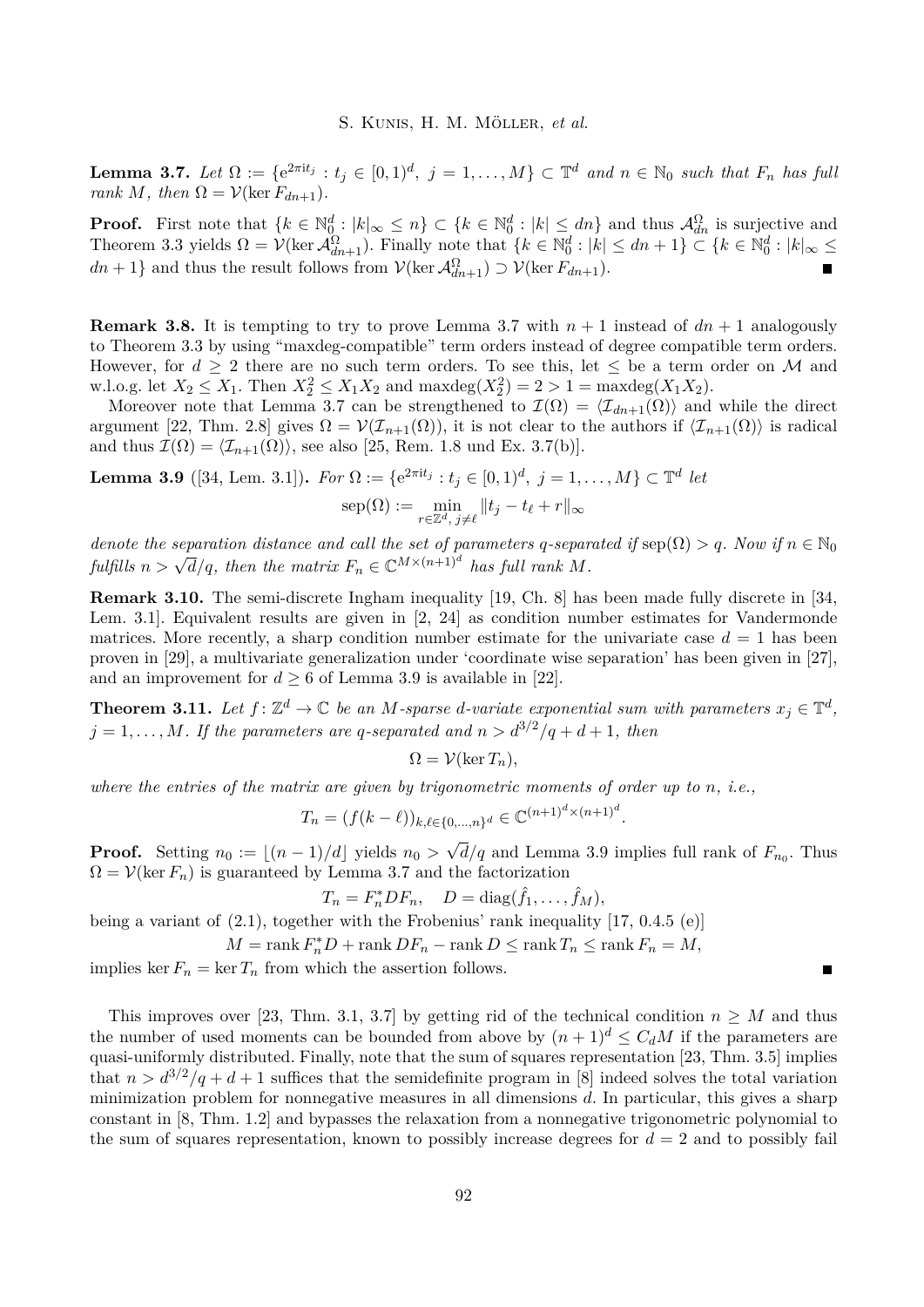**Lemma 3.7.** *Let $\Omega := \{e^{2\pi i t_j} : t_j \in [0,1)^d,\ j = 1,\dots,M\} \subset \mathbb{T}^d$ and $n \in \mathbb{N}_0$ such that $F_n$ has full rank $M$, then $\Omega = \mathcal{V}(\ker F_{dn+1})$.*

**Proof.** First note that $\{k \in \mathbb{N}_0^d : |k|_\infty \le n\} \subset \{k \in \mathbb{N}_0^d : |k| \le dn\}$ and thus $\mathcal{A}_{dn}^{\Omega}$ is surjective and Theorem 3.3 yields $\Omega = \mathcal{V}(\ker \mathcal{A}_{dn+1}^{\Omega})$. Finally note that $\{k \in \mathbb{N}_0^d : |k| \le dn+1\} \subset \{k \in \mathbb{N}_0^d : |k|_\infty \le dn+1\}$ and thus the result follows from $\mathcal{V}(\ker \mathcal{A}_{dn+1}^{\Omega}) \supset \mathcal{V}(\ker F_{dn+1})$. ∎

**Remark 3.8.** It is tempting to try to prove Lemma 3.7 with $n+1$ instead of $dn+1$ analogously to Theorem 3.3 by using "maxdeg-compatible" term orders instead of degree compatible term orders. However, for $d \ge 2$ there are no such term orders. To see this, let $\le$ be a term order on $\mathcal{M}$ and w.l.o.g. let $X_2 \le X_1$. Then $X_2^2 \le X_1 X_2$ and $\operatorname{maxdeg}(X_2^2) = 2 > 1 = \operatorname{maxdeg}(X_1 X_2)$.

Moreover note that Lemma 3.7 can be strengthened to $\mathcal{I}(\Omega) = \langle \mathcal{I}_{dn+1}(\Omega)\rangle$ and while the direct argument [22, Thm. 2.8] gives $\Omega = \mathcal{V}(\mathcal{I}_{n+1}(\Omega))$, it is not clear to the authors if $\langle \mathcal{I}_{n+1}(\Omega)\rangle$ is radical and thus $\mathcal{I}(\Omega) = \langle \mathcal{I}_{n+1}(\Omega)\rangle$, see also [25, Rem. 1.8 und Ex. 3.7(b)].

**Lemma 3.9** ([34, Lem. 3.1]). *For $\Omega := \{e^{2\pi i t_j} : t_j \in [0,1)^d,\ j = 1,\dots,M\} \subset \mathbb{T}^d$ let*

$$\operatorname{sep}(\Omega) := \min_{r \in \mathbb{Z}^d,\, j \ne \ell} \|t_j - t_\ell + r\|_\infty$$

*denote the separation distance and call the set of parameters $q$-separated if $\operatorname{sep}(\Omega) > q$. Now if $n \in \mathbb{N}_0$ fulfills $n > \sqrt{d}/q$, then the matrix $F_n \in \mathbb{C}^{M \times (n+1)^d}$ has full rank $M$.*

**Remark 3.10.** The semi-discrete Ingham inequality [19, Ch. 8] has been made fully discrete in [34, Lem. 3.1]. Equivalent results are given in [2, 24] as condition number estimates for Vandermonde matrices. More recently, a sharp condition number estimate for the univariate case $d = 1$ has been proven in [29], a multivariate generalization under 'coordinate wise separation' has been given in [27], and an improvement for $d \ge 6$ of Lemma 3.9 is available in [22].

**Theorem 3.11.** *Let $f\colon \mathbb{Z}^d \to \mathbb{C}$ be an $M$-sparse $d$-variate exponential sum with parameters $x_j \in \mathbb{T}^d$, $j = 1,\dots,M$. If the parameters are $q$-separated and $n > d^{3/2}/q + d + 1$, then*

$$\Omega = \mathcal{V}(\ker T_n),$$

*where the entries of the matrix are given by trigonometric moments of order up to $n$, i.e.,*

$$T_n = (f(k-\ell))_{k,\ell \in \{0,\dots,n\}^d} \in \mathbb{C}^{(n+1)^d \times (n+1)^d}.$$

**Proof.** Setting $n_0 := \lfloor (n-1)/d \rfloor$ yields $n_0 > \sqrt{d}/q$ and Lemma 3.9 implies full rank of $F_{n_0}$. Thus $\Omega = \mathcal{V}(\ker F_n)$ is guaranteed by Lemma 3.7 and the factorization

$$T_n = F_n^* D F_n, \quad D = \operatorname{diag}(\hat{f}_1,\dots,\hat{f}_M),$$

being a variant of (2.1), together with the Frobenius' rank inequality [17, 0.4.5 (e)]

$$M = \operatorname{rank} F_n^* D + \operatorname{rank} D F_n - \operatorname{rank} D \le \operatorname{rank} T_n \le \operatorname{rank} F_n = M,$$

implies $\ker F_n = \ker T_n$ from which the assertion follows. ∎

This improves over [23, Thm. 3.1, 3.7] by getting rid of the technical condition $n \ge M$ and thus the number of used moments can be bounded from above by $(n+1)^d \le C_d M$ if the parameters are quasi-uniformly distributed. Finally, note that the sum of squares representation [23, Thm. 3.5] implies that $n > d^{3/2}/q + d + 1$ suffices that the semidefinite program in [8] indeed solves the total variation minimization problem for nonnegative measures in all dimensions $d$. In particular, this gives a sharp constant in [8, Thm. 1.2] and bypasses the relaxation from a nonnegative trigonometric polynomial to the sum of squares representation, known to possibly increase degrees for $d = 2$ and to possibly fail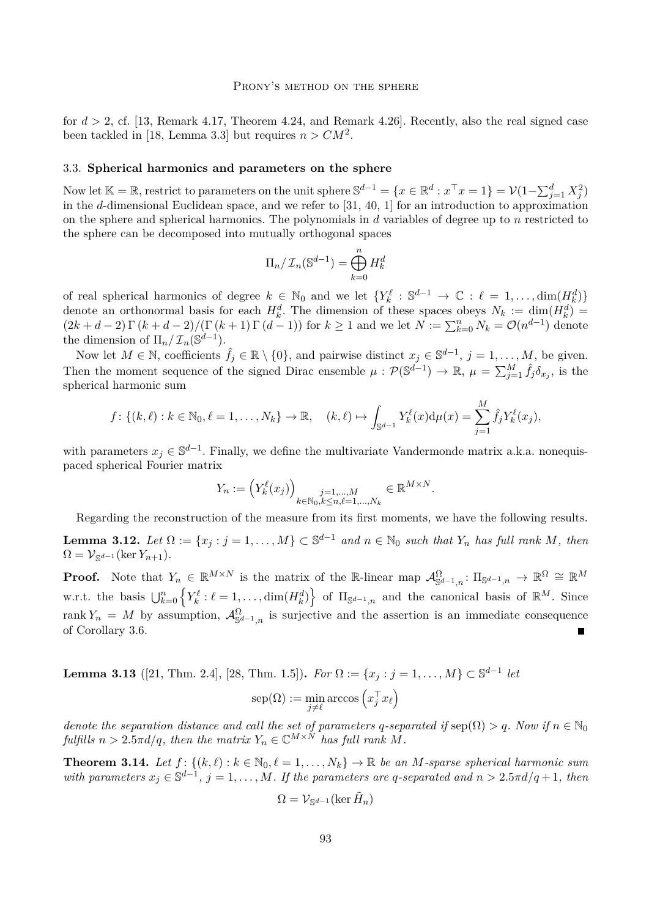for $d > 2$, cf. [13, Remark 4.17, Theorem 4.24, and Remark 4.26]. Recently, also the real signed case been tackled in [18, Lemma 3.3] but requires $n > CM^2$.

### 3.3. Spherical harmonics and parameters on the sphere

Now let $\mathbb{K} = \mathbb{R}$, restrict to parameters on the unit sphere $\mathbb{S}^{d-1} = \{x \in \mathbb{R}^d : x^\top x = 1\} = \mathcal{V}(1 - \sum_{j=1}^d X_j^2)$ in the $d$-dimensional Euclidean space, and we refer to [31, 40, 1] for an introduction to approximation on the sphere and spherical harmonics. The polynomials in $d$ variables of degree up to $n$ restricted to the sphere can be decomposed into mutually orthogonal spaces

$$\Pi_n / \mathcal{I}_n(\mathbb{S}^{d-1}) = \bigoplus_{k=0}^{n} H_k^d$$

of real spherical harmonics of degree $k \in \mathbb{N}_0$ and we let $\{Y_k^\ell : \mathbb{S}^{d-1} \to \mathbb{C} : \ell = 1, \ldots, \dim(H_k^d)\}$ denote an orthonormal basis for each $H_k^d$. The dimension of these spaces obeys $N_k := \dim(H_k^d) = (2k + d - 2)\,\Gamma\,(k + d - 2)/(\Gamma\,(k + 1)\,\Gamma\,(d - 1))$ for $k \geq 1$ and we let $N := \sum_{k=0}^n N_k = \mathcal{O}(n^{d-1})$ denote the dimension of $\Pi_n / \mathcal{I}_n(\mathbb{S}^{d-1})$.

Now let $M \in \mathbb{N}$, coefficients $\hat{f}_j \in \mathbb{R} \setminus \{0\}$, and pairwise distinct $x_j \in \mathbb{S}^{d-1}$, $j = 1, \ldots, M$, be given. Then the moment sequence of the signed Dirac ensemble $\mu : \mathcal{P}(\mathbb{S}^{d-1}) \to \mathbb{R}$, $\mu = \sum_{j=1}^M \hat{f}_j \delta_{x_j}$, is the spherical harmonic sum

$$f \colon \{(k, \ell) : k \in \mathbb{N}_0, \ell = 1, \ldots, N_k\} \to \mathbb{R}, \quad (k, \ell) \mapsto \int_{\mathbb{S}^{d-1}} Y_k^\ell(x) \mathrm{d}\mu(x) = \sum_{j=1}^{M} \hat{f}_j Y_k^\ell(x_j),$$

with parameters $x_j \in \mathbb{S}^{d-1}$. Finally, we define the multivariate Vandermonde matrix a.k.a. nonequispaced spherical Fourier matrix

$$Y_n := \left(Y_k^\ell(x_j)\right)_{\substack{j=1,\ldots,M \\ k \in \mathbb{N}_0, k \leq n, \ell = 1, \ldots, N_k}} \in \mathbb{R}^{M \times N}.$$

Regarding the reconstruction of the measure from its first moments, we have the following results.

**Lemma 3.12.** *Let $\Omega := \{x_j : j = 1, \ldots, M\} \subset \mathbb{S}^{d-1}$ and $n \in \mathbb{N}_0$ such that $Y_n$ has full rank $M$, then $\Omega = \mathcal{V}_{\mathbb{S}^{d-1}}(\ker Y_{n+1})$.*

**Proof.** Note that $Y_n \in \mathbb{R}^{M \times N}$ is the matrix of the $\mathbb{R}$-linear map $\mathcal{A}^{\Omega}_{\mathbb{S}^{d-1},n} \colon \Pi_{\mathbb{S}^{d-1},n} \to \mathbb{R}^\Omega \cong \mathbb{R}^M$ w.r.t. the basis $\bigcup_{k=0}^n \left\{Y_k^\ell : \ell = 1, \ldots, \dim(H_k^d)\right\}$ of $\Pi_{\mathbb{S}^{d-1},n}$ and the canonical basis of $\mathbb{R}^M$. Since $\operatorname{rank} Y_n = M$ by assumption, $\mathcal{A}^{\Omega}_{\mathbb{S}^{d-1},n}$ is surjective and the assertion is an immediate consequence of Corollary 3.6. ■

**Lemma 3.13** ([21, Thm. 2.4], [28, Thm. 1.5])**.** *For $\Omega := \{x_j : j = 1, \ldots, M\} \subset \mathbb{S}^{d-1}$ let*

$$\operatorname{sep}(\Omega) := \min_{j \neq \ell} \arccos\left(x_j^\top x_\ell\right)$$

*denote the separation distance and call the set of parameters $q$-separated if $\operatorname{sep}(\Omega) > q$. Now if $n \in \mathbb{N}_0$ fulfills $n > 2.5\pi d/q$, then the matrix $Y_n \in \mathbb{C}^{M \times N}$ has full rank $M$.*

**Theorem 3.14.** *Let $f \colon \{(k, \ell) : k \in \mathbb{N}_0, \ell = 1, \ldots, N_k\} \to \mathbb{R}$ be an $M$-sparse spherical harmonic sum with parameters $x_j \in \mathbb{S}^{d-1}$, $j = 1, \ldots, M$. If the parameters are $q$-separated and $n > 2.5\pi d/q + 1$, then*

$$\Omega = \mathcal{V}_{\mathbb{S}^{d-1}}(\ker \tilde{H}_n)$$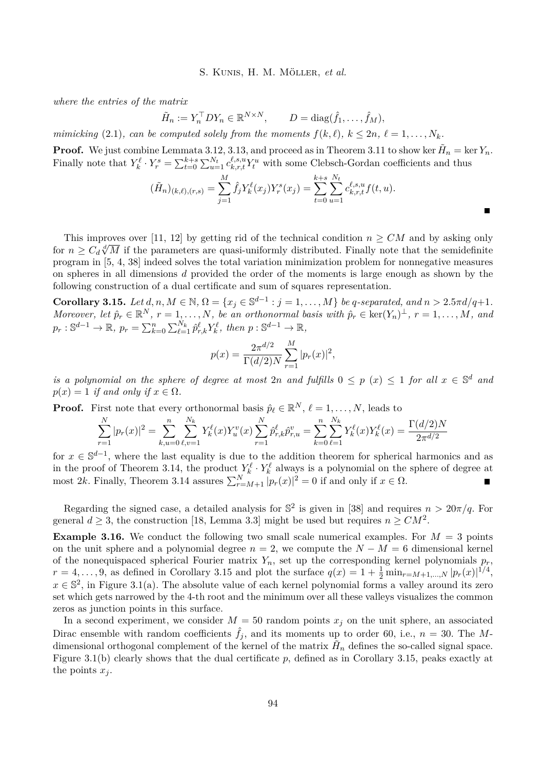*where the entries of the matrix*

$$\tilde{H}_n := Y_n^\top D Y_n \in \mathbb{R}^{N\times N}, \qquad D = \operatorname{diag}(\hat{f}_1, \ldots, \hat{f}_M),$$

*mimicking* (2.1)*, can be computed solely from the moments $f(k,\ell)$, $k \le 2n$, $\ell = 1, \ldots, N_k$.*

**Proof.** We just combine Lemmata 3.12, 3.13, and proceed as in Theorem 3.11 to show $\ker \tilde{H}_n = \ker Y_n$. Finally note that $Y_k^\ell \cdot Y_r^s = \sum_{t=0}^{k+s} \sum_{u=1}^{N_t} c_{k,r,t}^{\ell,s,u} Y_t^u$ with some Clebsch-Gordan coefficients and thus

$$(\tilde{H}_n)_{(k,\ell),(r,s)} = \sum_{j=1}^{M} \hat{f}_j Y_k^\ell(x_j) Y_r^s(x_j) = \sum_{t=0}^{k+s} \sum_{u=1}^{N_t} c_{k,r,t}^{\ell,s,u} f(t,u).$$

∎

This improves over [11, 12] by getting rid of the technical condition $n \ge CM$ and by asking only for $n \ge C_d \sqrt[d]{M}$ if the parameters are quasi-uniformly distributed. Finally note that the semidefinite program in [5, 4, 38] indeed solves the total variation minimization problem for nonnegative measures on spheres in all dimensions $d$ provided the order of the moments is large enough as shown by the following construction of a dual certificate and sum of squares representation.

**Corollary 3.15.** *Let $d, n, M \in \mathbb{N}$, $\Omega = \{x_j \in \mathbb{S}^{d-1} : j = 1, \ldots, M\}$ be $q$-separated, and $n > 2.5\pi d/q + 1$. Moreover, let $\hat{p}_r \in \mathbb{R}^N$, $r = 1, \ldots, N$, be an orthonormal basis with $\hat{p}_r \in \ker(Y_n)^\perp$, $r = 1, \ldots, M$, and $p_r : \mathbb{S}^{d-1} \to \mathbb{R}$, $p_r = \sum_{k=0}^{n} \sum_{\ell=1}^{N_k} \hat{p}_{r,k}^\ell Y_k^\ell$, then $p : \mathbb{S}^{d-1} \to \mathbb{R}$,*

$$p(x) = \frac{2\pi^{d/2}}{\Gamma(d/2)N} \sum_{r=1}^{M} |p_r(x)|^2,$$

*is a polynomial on the sphere of degree at most $2n$ and fulfills $0 \le p\ (x) \le 1$ for all $x \in \mathbb{S}^d$ and $p(x) = 1$ if and only if $x \in \Omega$.*

**Proof.** First note that every orthonormal basis $\hat{p}_\ell \in \mathbb{R}^N$, $\ell = 1, \ldots, N$, leads to

$$\sum_{r=1}^{N} |p_r(x)|^2 = \sum_{k,u=0}^{n} \sum_{\ell,v=1}^{N_k} Y_k^\ell(x) Y_u^v(x) \sum_{r=1}^{N} \hat{p}_{r,k}^\ell \hat{p}_{r,u}^v = \sum_{k=0}^{n} \sum_{\ell=1}^{N_k} Y_k^\ell(x) Y_k^\ell(x) = \frac{\Gamma(d/2)N}{2\pi^{d/2}}$$

for $x \in \mathbb{S}^{d-1}$, where the last equality is due to the addition theorem for spherical harmonics and as in the proof of Theorem 3.14, the product $Y_k^\ell \cdot Y_k^\ell$ always is a polynomial on the sphere of degree at most $2k$. Finally, Theorem 3.14 assures $\sum_{r=M+1}^{N} |p_r(x)|^2 = 0$ if and only if $x \in \Omega$. ∎

Regarding the signed case, a detailed analysis for $\mathbb{S}^2$ is given in [38] and requires $n > 20\pi/q$. For general $d \ge 3$, the construction [18, Lemma 3.3] might be used but requires $n \ge CM^2$.

**Example 3.16.** We conduct the following two small scale numerical examples. For $M = 3$ points on the unit sphere and a polynomial degree $n = 2$, we compute the $N - M = 6$ dimensional kernel of the nonequispaced spherical Fourier matrix $Y_n$, set up the corresponding kernel polynomials $p_r$, $r = 4, \ldots, 9$, as defined in Corollary 3.15 and plot the surface $q(x) = 1 + \frac{1}{2} \min_{r=M+1,\ldots,N} |p_r(x)|^{1/4}$, $x \in \mathbb{S}^2$, in Figure 3.1(a). The absolute value of each kernel polynomial forms a valley around its zero set which gets narrowed by the 4-th root and the minimum over all these valleys visualizes the common zeros as junction points in this surface.

In a second experiment, we consider $M = 50$ random points $x_j$ on the unit sphere, an associated Dirac ensemble with random coefficients $\hat{f}_j$, and its moments up to order 60, i.e., $n = 30$. The $M$-dimensional orthogonal complement of the kernel of the matrix $\tilde{H}_n$ defines the so-called signal space. Figure 3.1(b) clearly shows that the dual certificate $p$, defined as in Corollary 3.15, peaks exactly at the points $x_j$.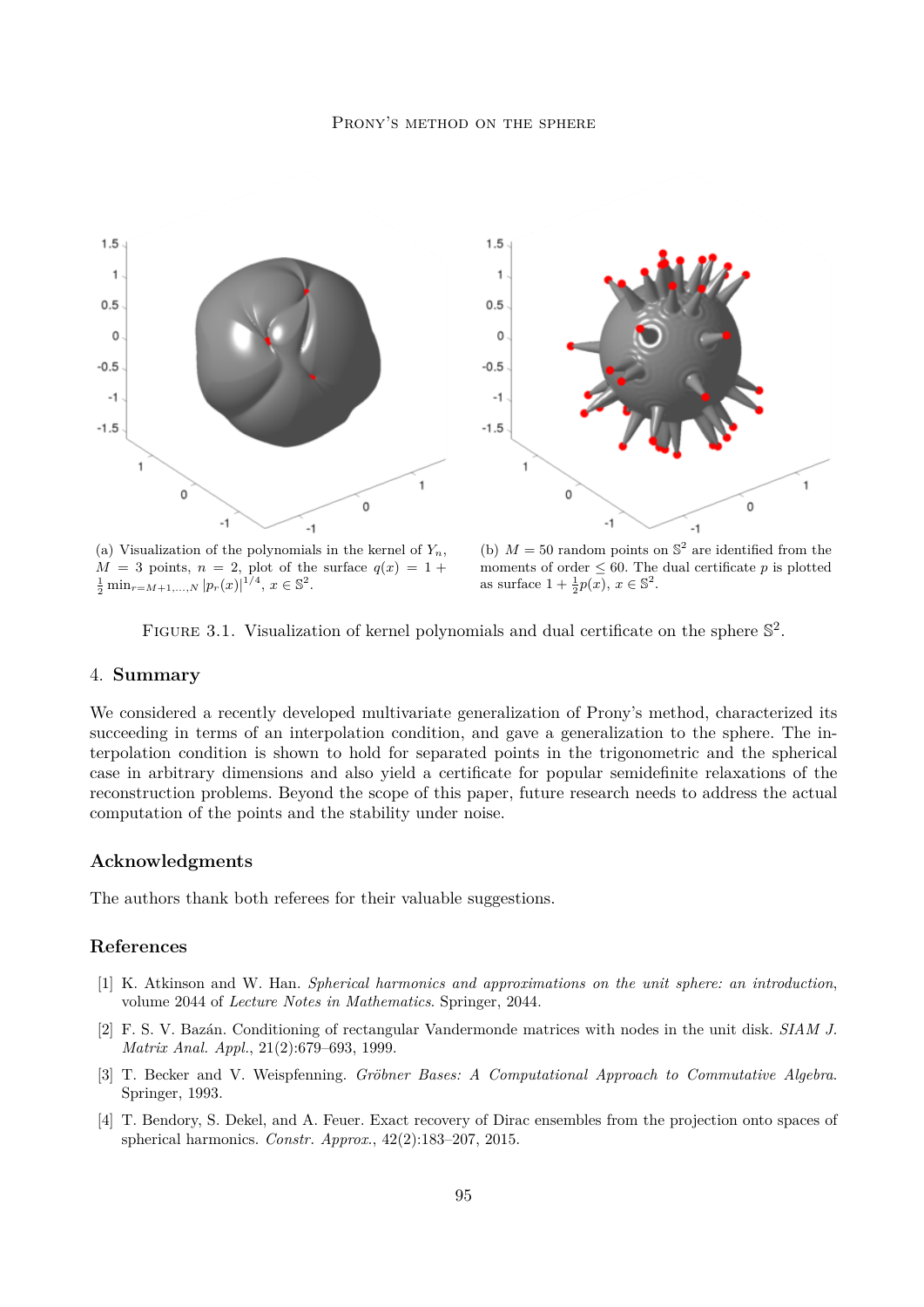(a) Visualization of the polynomials in the kernel of $Y_n$, $M = 3$ points, $n = 2$, plot of the surface $q(x) = 1 + \frac{1}{2}\min_{r=M+1,\dots,N} |p_r(x)|^{1/4}$, $x \in \mathbb{S}^2$.

(b) $M = 50$ random points on $\mathbb{S}^2$ are identified from the moments of order $\leq 60$. The dual certificate $p$ is plotted as surface $1 + \frac{1}{2}p(x)$, $x \in \mathbb{S}^2$.

FIGURE 3.1. Visualization of kernel polynomials and dual certificate on the sphere $\mathbb{S}^2$.

## 4. Summary

We considered a recently developed multivariate generalization of Prony's method, characterized its succeeding in terms of an interpolation condition, and gave a generalization to the sphere. The interpolation condition is shown to hold for separated points in the trigonometric and the spherical case in arbitrary dimensions and also yield a certificate for popular semidefinite relaxations of the reconstruction problems. Beyond the scope of this paper, future research needs to address the actual computation of the points and the stability under noise.

### Acknowledgments

The authors thank both referees for their valuable suggestions.

### References

[1] K. Atkinson and W. Han. *Spherical harmonics and approximations on the unit sphere: an introduction*, volume 2044 of *Lecture Notes in Mathematics*. Springer, 2044.

[2] F. S. V. Bazán. Conditioning of rectangular Vandermonde matrices with nodes in the unit disk. *SIAM J. Matrix Anal. Appl.*, 21(2):679–693, 1999.

[3] T. Becker and V. Weispfenning. *Gröbner Bases: A Computational Approach to Commutative Algebra*. Springer, 1993.

[4] T. Bendory, S. Dekel, and A. Feuer. Exact recovery of Dirac ensembles from the projection onto spaces of spherical harmonics. *Constr. Approx.*, 42(2):183–207, 2015.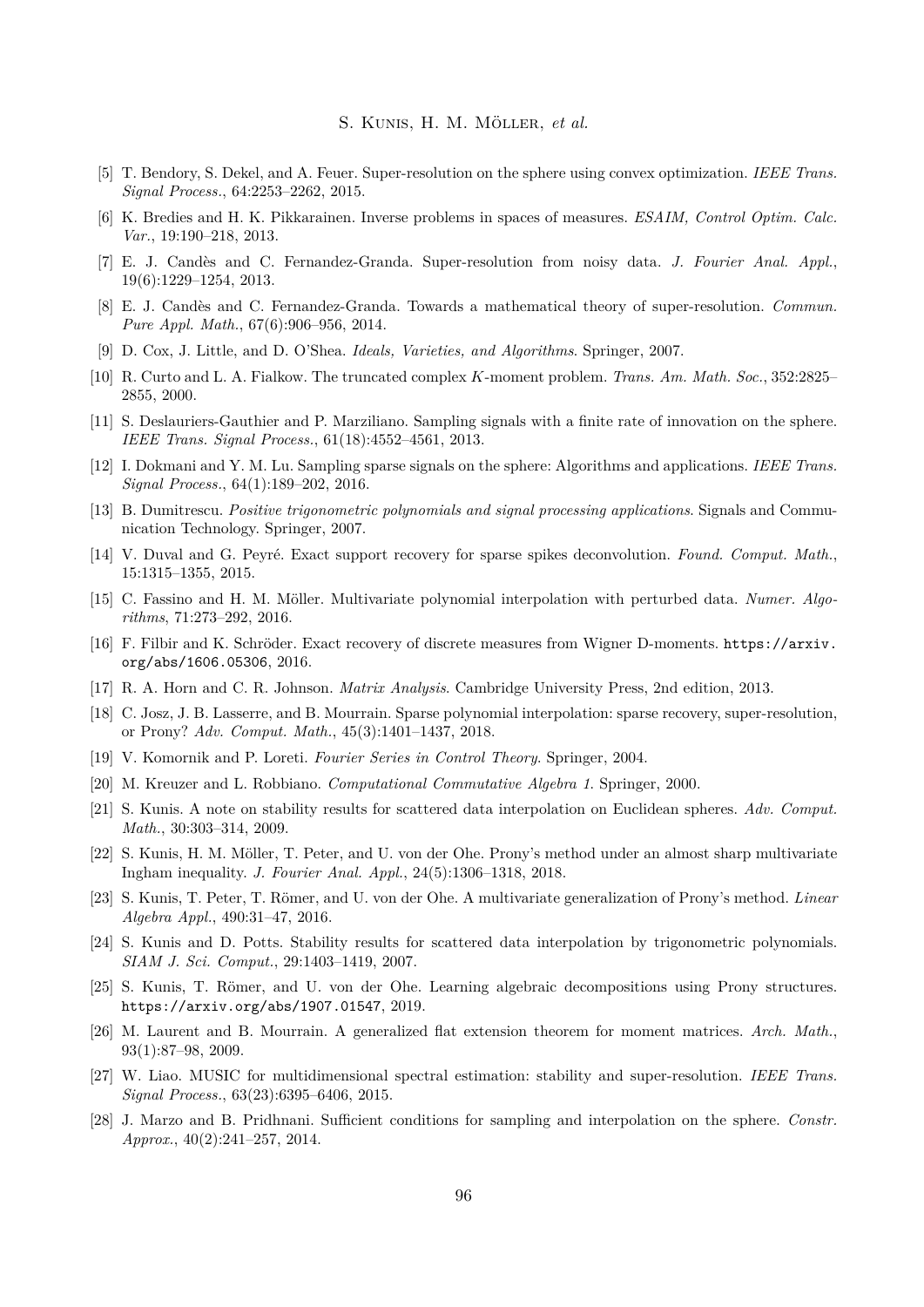[5] T. Bendory, S. Dekel, and A. Feuer. Super-resolution on the sphere using convex optimization. *IEEE Trans. Signal Process.*, 64:2253–2262, 2015.

[6] K. Bredies and H. K. Pikkarainen. Inverse problems in spaces of measures. *ESAIM, Control Optim. Calc. Var.*, 19:190–218, 2013.

[7] E. J. Candès and C. Fernandez-Granda. Super-resolution from noisy data. *J. Fourier Anal. Appl.*, 19(6):1229–1254, 2013.

[8] E. J. Candès and C. Fernandez-Granda. Towards a mathematical theory of super-resolution. *Commun. Pure Appl. Math.*, 67(6):906–956, 2014.

[9] D. Cox, J. Little, and D. O'Shea. *Ideals, Varieties, and Algorithms*. Springer, 2007.

[10] R. Curto and L. A. Fialkow. The truncated complex $K$-moment problem. *Trans. Am. Math. Soc.*, 352:2825–2855, 2000.

[11] S. Deslauriers-Gauthier and P. Marziliano. Sampling signals with a finite rate of innovation on the sphere. *IEEE Trans. Signal Process.*, 61(18):4552–4561, 2013.

[12] I. Dokmani and Y. M. Lu. Sampling sparse signals on the sphere: Algorithms and applications. *IEEE Trans. Signal Process.*, 64(1):189–202, 2016.

[13] B. Dumitrescu. *Positive trigonometric polynomials and signal processing applications*. Signals and Communication Technology. Springer, 2007.

[14] V. Duval and G. Peyré. Exact support recovery for sparse spikes deconvolution. *Found. Comput. Math.*, 15:1315–1355, 2015.

[15] C. Fassino and H. M. Möller. Multivariate polynomial interpolation with perturbed data. *Numer. Algorithms*, 71:273–292, 2016.

[16] F. Filbir and K. Schröder. Exact recovery of discrete measures from Wigner D-moments. `https://arxiv.org/abs/1606.05306`, 2016.

[17] R. A. Horn and C. R. Johnson. *Matrix Analysis*. Cambridge University Press, 2nd edition, 2013.

[18] C. Josz, J. B. Lasserre, and B. Mourrain. Sparse polynomial interpolation: sparse recovery, super-resolution, or Prony? *Adv. Comput. Math.*, 45(3):1401–1437, 2018.

[19] V. Komornik and P. Loreti. *Fourier Series in Control Theory*. Springer, 2004.

[20] M. Kreuzer and L. Robbiano. *Computational Commutative Algebra 1*. Springer, 2000.

[21] S. Kunis. A note on stability results for scattered data interpolation on Euclidean spheres. *Adv. Comput. Math.*, 30:303–314, 2009.

[22] S. Kunis, H. M. Möller, T. Peter, and U. von der Ohe. Prony's method under an almost sharp multivariate Ingham inequality. *J. Fourier Anal. Appl.*, 24(5):1306–1318, 2018.

[23] S. Kunis, T. Peter, T. Römer, and U. von der Ohe. A multivariate generalization of Prony's method. *Linear Algebra Appl.*, 490:31–47, 2016.

[24] S. Kunis and D. Potts. Stability results for scattered data interpolation by trigonometric polynomials. *SIAM J. Sci. Comput.*, 29:1403–1419, 2007.

[25] S. Kunis, T. Römer, and U. von der Ohe. Learning algebraic decompositions using Prony structures. `https://arxiv.org/abs/1907.01547`, 2019.

[26] M. Laurent and B. Mourrain. A generalized flat extension theorem for moment matrices. *Arch. Math.*, 93(1):87–98, 2009.

[27] W. Liao. MUSIC for multidimensional spectral estimation: stability and super-resolution. *IEEE Trans. Signal Process.*, 63(23):6395–6406, 2015.

[28] J. Marzo and B. Pridhnani. Sufficient conditions for sampling and interpolation on the sphere. *Constr. Approx.*, 40(2):241–257, 2014.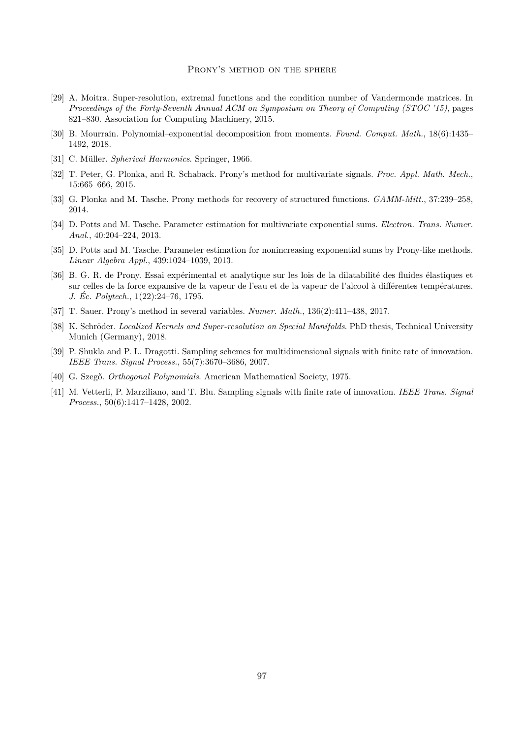[29] A. Moitra. Super-resolution, extremal functions and the condition number of Vandermonde matrices. In *Proceedings of the Forty-Seventh Annual ACM on Symposium on Theory of Computing (STOC '15)*, pages 821–830. Association for Computing Machinery, 2015.

[30] B. Mourrain. Polynomial–exponential decomposition from moments. *Found. Comput. Math.*, 18(6):1435–1492, 2018.

[31] C. Müller. *Spherical Harmonics*. Springer, 1966.

[32] T. Peter, G. Plonka, and R. Schaback. Prony's method for multivariate signals. *Proc. Appl. Math. Mech.*, 15:665–666, 2015.

[33] G. Plonka and M. Tasche. Prony methods for recovery of structured functions. *GAMM-Mitt.*, 37:239–258, 2014.

[34] D. Potts and M. Tasche. Parameter estimation for multivariate exponential sums. *Electron. Trans. Numer. Anal.*, 40:204–224, 2013.

[35] D. Potts and M. Tasche. Parameter estimation for nonincreasing exponential sums by Prony-like methods. *Linear Algebra Appl.*, 439:1024–1039, 2013.

[36] B. G. R. de Prony. Essai expérimental et analytique sur les lois de la dilatabilité des fluides élastiques et sur celles de la force expansive de la vapeur de l'eau et de la vapeur de l'alcool à différentes températures. *J. Éc. Polytech.*, 1(22):24–76, 1795.

[37] T. Sauer. Prony's method in several variables. *Numer. Math.*, 136(2):411–438, 2017.

[38] K. Schröder. *Localized Kernels and Super-resolution on Special Manifolds*. PhD thesis, Technical University Munich (Germany), 2018.

[39] P. Shukla and P. L. Dragotti. Sampling schemes for multidimensional signals with finite rate of innovation. *IEEE Trans. Signal Process.*, 55(7):3670–3686, 2007.

[40] G. Szegő. *Orthogonal Polynomials*. American Mathematical Society, 1975.

[41] M. Vetterli, P. Marziliano, and T. Blu. Sampling signals with finite rate of innovation. *IEEE Trans. Signal Process.*, 50(6):1417–1428, 2002.